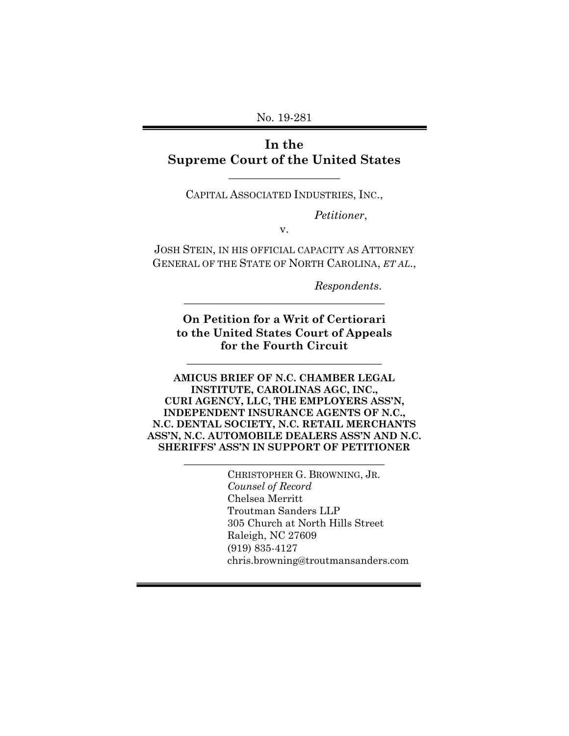No. 19-281

# In the Supreme Court of the United States

---

CAPITAL ASSOCIATED INDUSTRIES, INC.,

*Petitioner*,

v.

JOSH STEIN, IN HIS OFFICIAL CAPACITY AS ATTORNEY GENERAL OF THE STATE OF NORTH CAROLINA, *ET AL*.,

*Respondents*.

---

**On Petition for a Writ of Certiorari to the United States Court of Appeals for the Fourth Circuit**

---

**AMICUS BRIEF OF N.C. CHAMBER LEGAL INSTITUTE, CAROLINAS AGC, INC., CURI AGENCY, LLC, THE EMPLOYERS ASS'N, INDEPENDENT INSURANCE AGENTS OF N.C., N.C. DENTAL SOCIETY, N.C. RETAIL MERCHANTS ASS'N, N.C. AUTOMOBILE DEALERS ASS'N AND N.C. SHERIFFS' ASS'N IN SUPPORT OF PETITIONER**

---

CHRISTOPHER G. BROWNING, JR.
*Counsel of Record*
Chelsea Merritt
Troutman Sanders LLP
305 Church at North Hills Street
Raleigh, NC 27609
(919) 835-4127
chris.browning@troutmansanders.com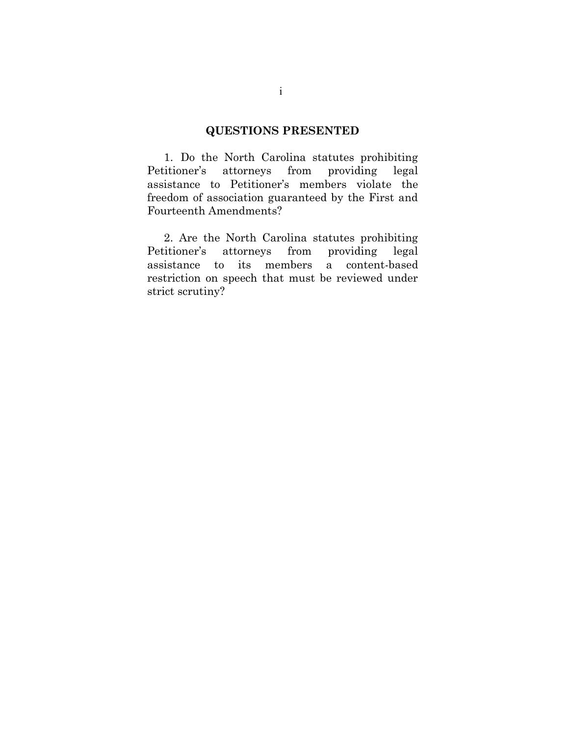## QUESTIONS PRESENTED

1. Do the North Carolina statutes prohibiting Petitioner's attorneys from providing legal assistance to Petitioner's members violate the freedom of association guaranteed by the First and Fourteenth Amendments?

2. Are the North Carolina statutes prohibiting Petitioner's attorneys from providing legal assistance to its members a content-based restriction on speech that must be reviewed under strict scrutiny?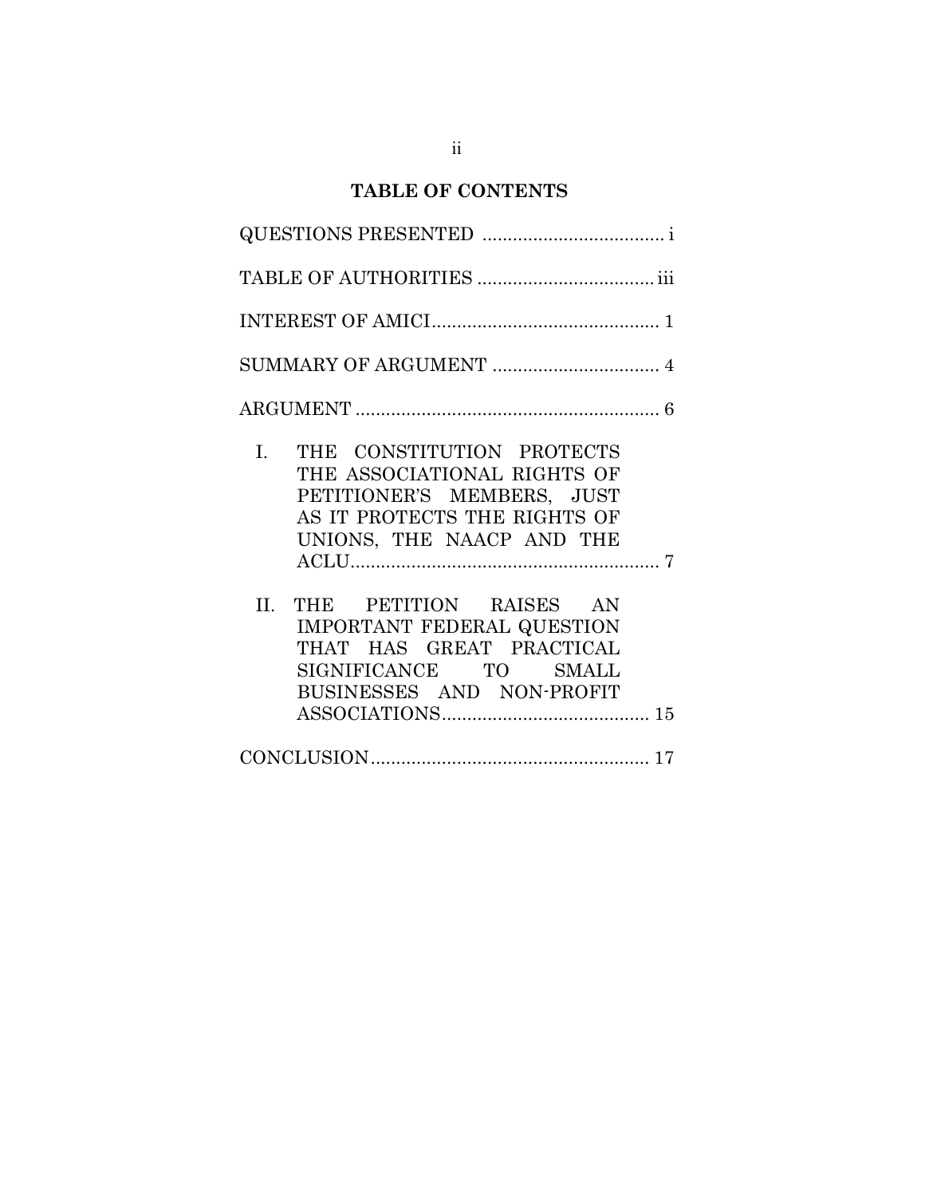## TABLE OF CONTENTS

QUESTIONS PRESENTED .................................... i

TABLE OF AUTHORITIES ................................... iii

INTEREST OF AMICI ............................................. 1

SUMMARY OF ARGUMENT ................................. 4

ARGUMENT ............................................................ 6

I. THE CONSTITUTION PROTECTS THE ASSOCIATIONAL RIGHTS OF PETITIONER'S MEMBERS, JUST AS IT PROTECTS THE RIGHTS OF UNIONS, THE NAACP AND THE ACLU ............................................................ 7

II. THE PETITION RAISES AN IMPORTANT FEDERAL QUESTION THAT HAS GREAT PRACTICAL SIGNIFICANCE TO SMALL BUSINESSES AND NON-PROFIT ASSOCIATIONS ......................................... 15

CONCLUSION ....................................................... 17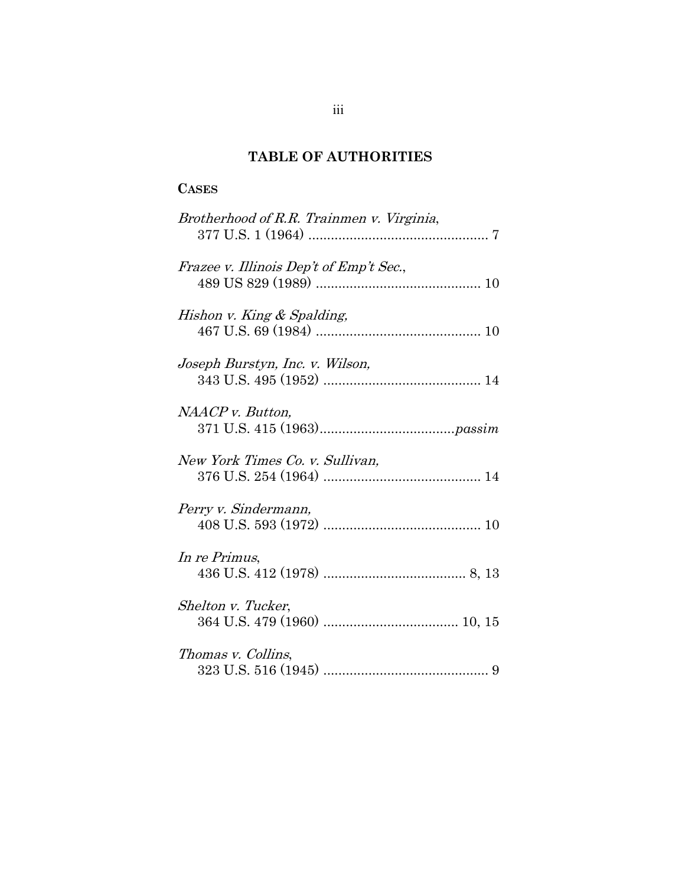## TABLE OF AUTHORITIES

**CASES**

*Brotherhood of R.R. Trainmen v. Virginia*,
377 U.S. 1 (1964) ................................................ 7

*Frazee v. Illinois Dep't of Emp't Sec.*,
489 US 829 (1989) ............................................ 10

*Hishon v. King & Spalding,*
467 U.S. 69 (1984) ............................................ 10

*Joseph Burstyn, Inc. v. Wilson,*
343 U.S. 495 (1952) .......................................... 14

*NAACP v. Button,*
371 U.S. 415 (1963).....................................*passim*

*New York Times Co. v. Sullivan,*
376 U.S. 254 (1964) .......................................... 14

*Perry v. Sindermann,*
408 U.S. 593 (1972) .......................................... 10

*In re Primus*,
436 U.S. 412 (1978) ...................................... 8, 13

*Shelton v. Tucker*,
364 U.S. 479 (1960) .................................... 10, 15

*Thomas v. Collins*,
323 U.S. 516 (1945) ............................................ 9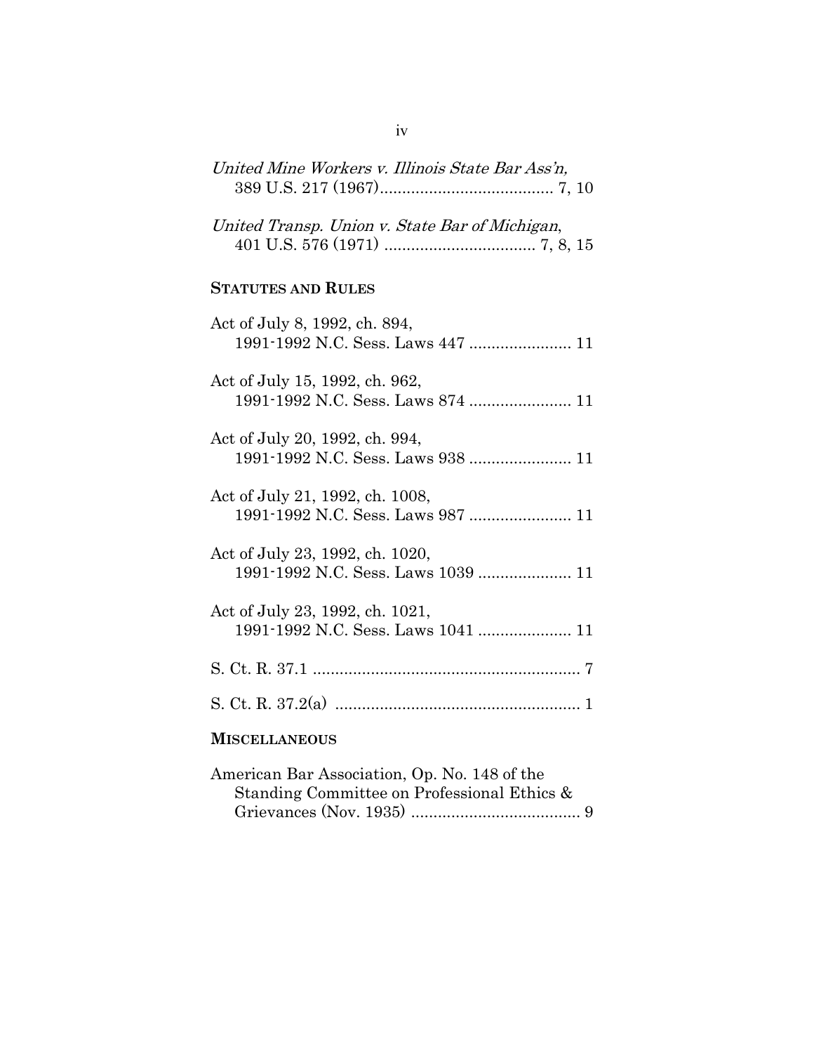*United Mine Workers v. Illinois State Bar Ass'n,* 389 U.S. 217 (1967)....................................... 7, 10

*United Transp. Union v. State Bar of Michigan*, 401 U.S. 576 (1971) .................................. 7, 8, 15

**STATUTES AND RULES**

Act of July 8, 1992, ch. 894, 1991-1992 N.C. Sess. Laws 447 ....................... 11

Act of July 15, 1992, ch. 962, 1991-1992 N.C. Sess. Laws 874 ....................... 11

Act of July 20, 1992, ch. 994, 1991-1992 N.C. Sess. Laws 938 ....................... 11

Act of July 21, 1992, ch. 1008, 1991-1992 N.C. Sess. Laws 987 ....................... 11

Act of July 23, 1992, ch. 1020, 1991-1992 N.C. Sess. Laws 1039 ..................... 11

Act of July 23, 1992, ch. 1021, 1991-1992 N.C. Sess. Laws 1041 ..................... 11

S. Ct. R. 37.1 ............................................................ 7

S. Ct. R. 37.2(a) ....................................................... 1

**MISCELLANEOUS**

American Bar Association, Op. No. 148 of the Standing Committee on Professional Ethics & Grievances (Nov. 1935) ...................................... 9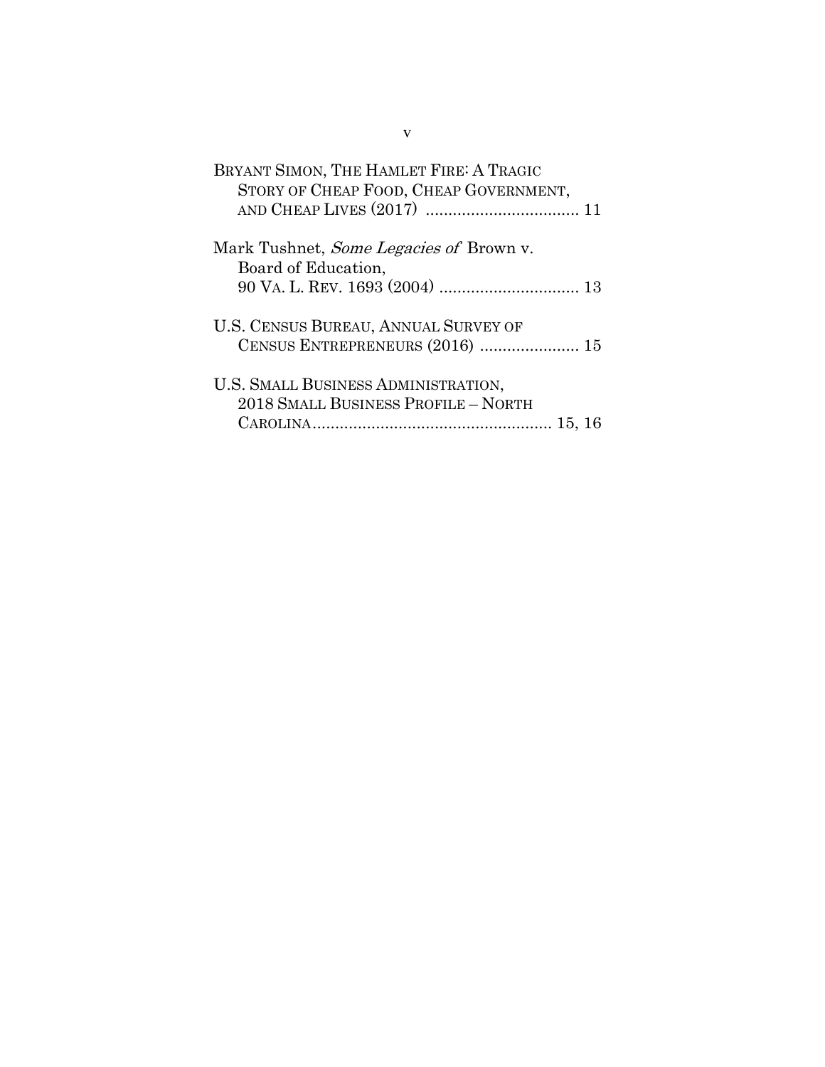BRYANT SIMON, THE HAMLET FIRE: A TRAGIC STORY OF CHEAP FOOD, CHEAP GOVERNMENT, AND CHEAP LIVES (2017) .................................. 11

Mark Tushnet, *Some Legacies of* Brown v. Board of Education, 90 VA. L. REV. 1693 (2004) ............................... 13

U.S. CENSUS BUREAU, ANNUAL SURVEY OF CENSUS ENTREPRENEURS (2016) ...................... 15

U.S. SMALL BUSINESS ADMINISTRATION, 2018 SMALL BUSINESS PROFILE – NORTH CAROLINA..................................................... 15, 16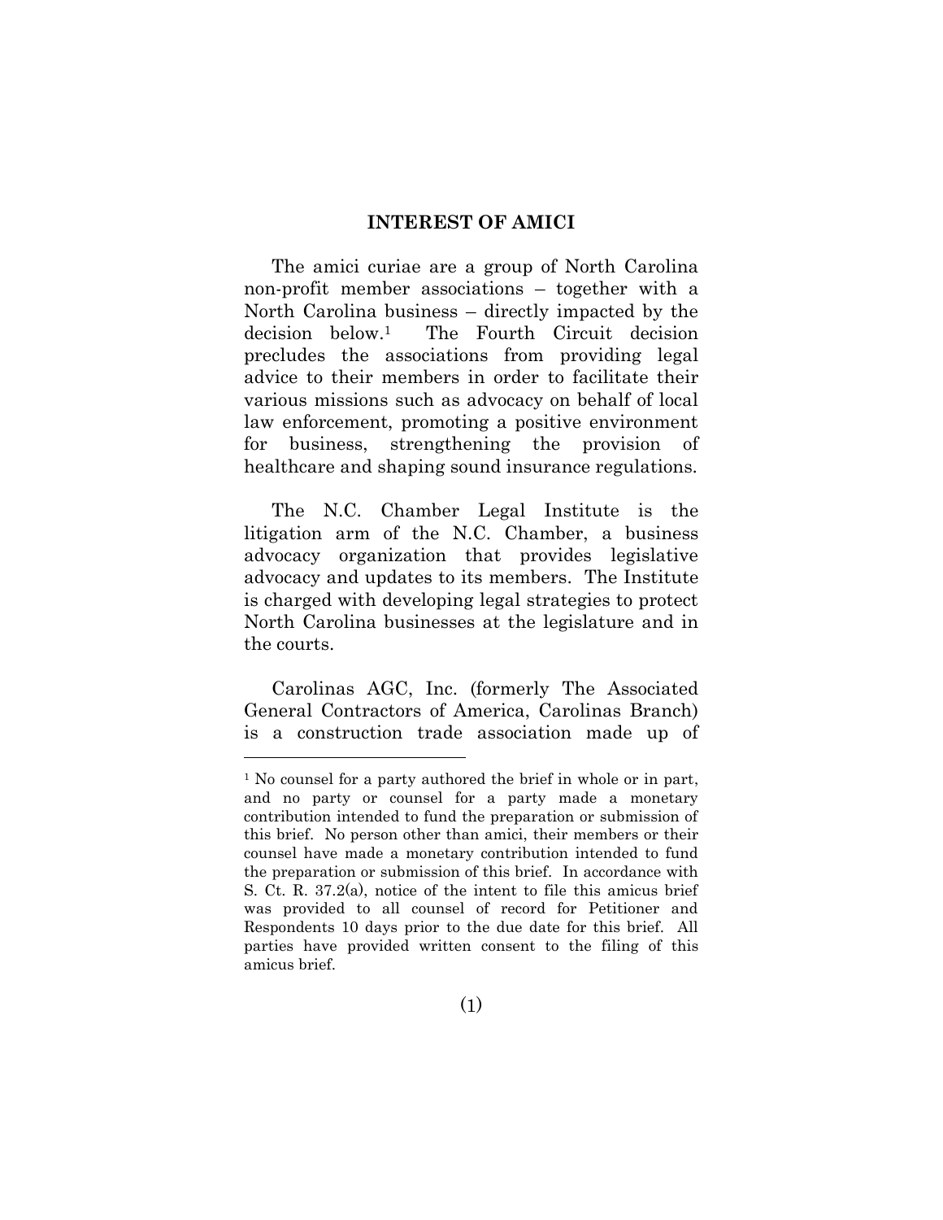## INTEREST OF AMICI

The amici curiae are a group of North Carolina non-profit member associations – together with a North Carolina business – directly impacted by the decision below.[1] The Fourth Circuit decision precludes the associations from providing legal advice to their members in order to facilitate their various missions such as advocacy on behalf of local law enforcement, promoting a positive environment for business, strengthening the provision of healthcare and shaping sound insurance regulations.

The N.C. Chamber Legal Institute is the litigation arm of the N.C. Chamber, a business advocacy organization that provides legislative advocacy and updates to its members. The Institute is charged with developing legal strategies to protect North Carolina businesses at the legislature and in the courts.

Carolinas AGC, Inc. (formerly The Associated General Contractors of America, Carolinas Branch) is a construction trade association made up of

[1] No counsel for a party authored the brief in whole or in part, and no party or counsel for a party made a monetary contribution intended to fund the preparation or submission of this brief. No person other than amici, their members or their counsel have made a monetary contribution intended to fund the preparation or submission of this brief. In accordance with S. Ct. R. 37.2(a), notice of the intent to file this amicus brief was provided to all counsel of record for Petitioner and Respondents 10 days prior to the due date for this brief. All parties have provided written consent to the filing of this amicus brief.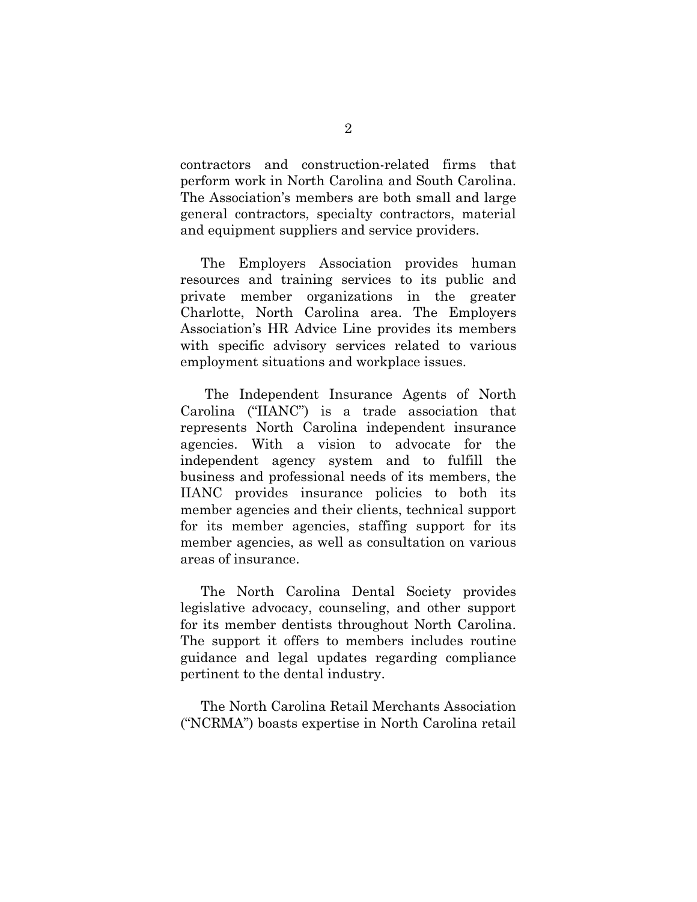contractors and construction-related firms that perform work in North Carolina and South Carolina. The Association's members are both small and large general contractors, specialty contractors, material and equipment suppliers and service providers.

The Employers Association provides human resources and training services to its public and private member organizations in the greater Charlotte, North Carolina area. The Employers Association's HR Advice Line provides its members with specific advisory services related to various employment situations and workplace issues.

The Independent Insurance Agents of North Carolina ("IIANC") is a trade association that represents North Carolina independent insurance agencies. With a vision to advocate for the independent agency system and to fulfill the business and professional needs of its members, the IIANC provides insurance policies to both its member agencies and their clients, technical support for its member agencies, staffing support for its member agencies, as well as consultation on various areas of insurance.

The North Carolina Dental Society provides legislative advocacy, counseling, and other support for its member dentists throughout North Carolina. The support it offers to members includes routine guidance and legal updates regarding compliance pertinent to the dental industry.

The North Carolina Retail Merchants Association ("NCRMA") boasts expertise in North Carolina retail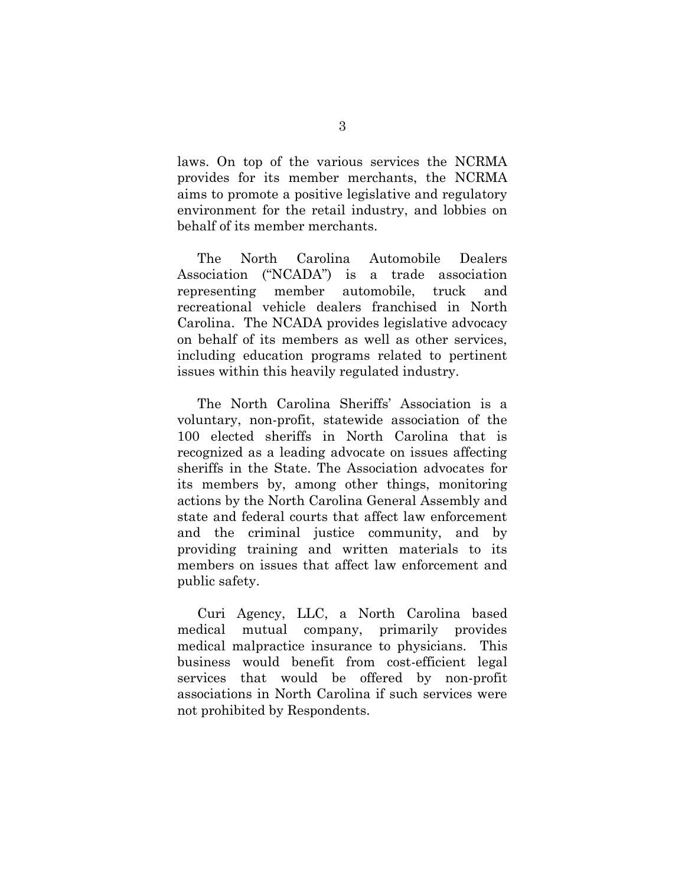laws. On top of the various services the NCRMA provides for its member merchants, the NCRMA aims to promote a positive legislative and regulatory environment for the retail industry, and lobbies on behalf of its member merchants.

The North Carolina Automobile Dealers Association ("NCADA") is a trade association representing member automobile, truck and recreational vehicle dealers franchised in North Carolina. The NCADA provides legislative advocacy on behalf of its members as well as other services, including education programs related to pertinent issues within this heavily regulated industry.

The North Carolina Sheriffs' Association is a voluntary, non-profit, statewide association of the 100 elected sheriffs in North Carolina that is recognized as a leading advocate on issues affecting sheriffs in the State. The Association advocates for its members by, among other things, monitoring actions by the North Carolina General Assembly and state and federal courts that affect law enforcement and the criminal justice community, and by providing training and written materials to its members on issues that affect law enforcement and public safety.

Curi Agency, LLC, a North Carolina based medical mutual company, primarily provides medical malpractice insurance to physicians. This business would benefit from cost-efficient legal services that would be offered by non-profit associations in North Carolina if such services were not prohibited by Respondents.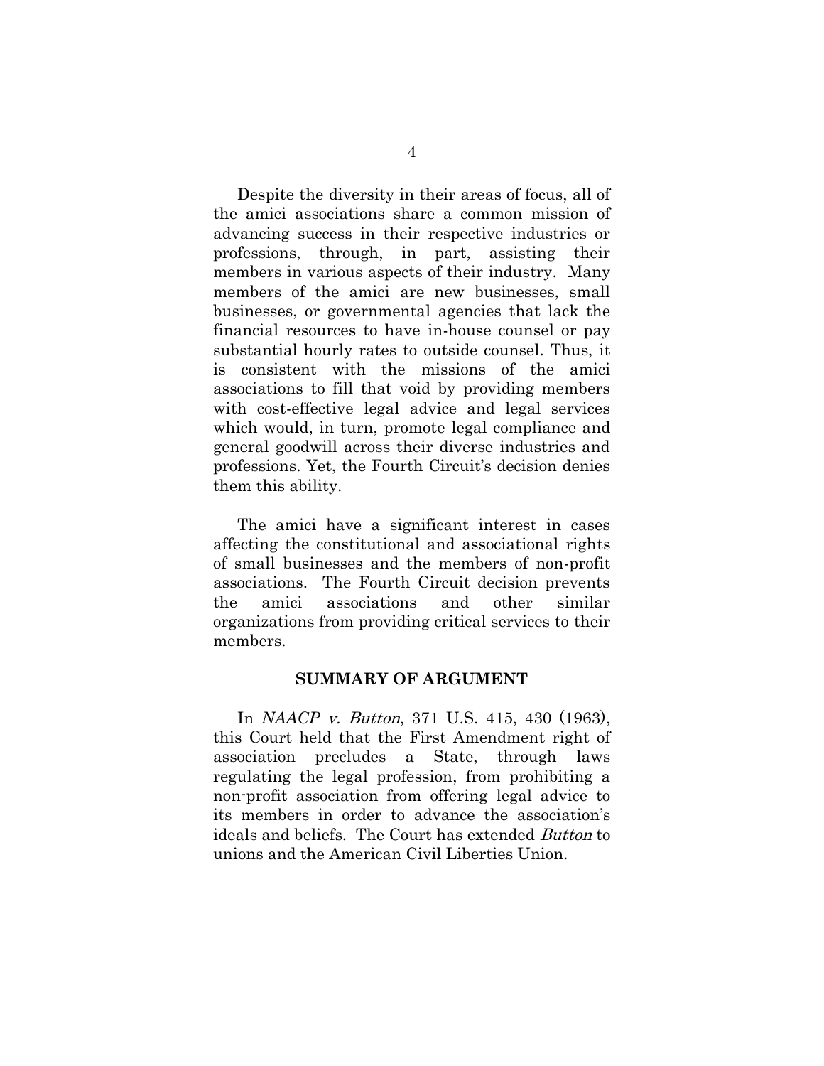Despite the diversity in their areas of focus, all of the amici associations share a common mission of advancing success in their respective industries or professions, through, in part, assisting their members in various aspects of their industry. Many members of the amici are new businesses, small businesses, or governmental agencies that lack the financial resources to have in-house counsel or pay substantial hourly rates to outside counsel. Thus, it is consistent with the missions of the amici associations to fill that void by providing members with cost-effective legal advice and legal services which would, in turn, promote legal compliance and general goodwill across their diverse industries and professions. Yet, the Fourth Circuit's decision denies them this ability.

The amici have a significant interest in cases affecting the constitutional and associational rights of small businesses and the members of non-profit associations. The Fourth Circuit decision prevents the amici associations and other similar organizations from providing critical services to their members.

## SUMMARY OF ARGUMENT

In *NAACP v. Button*, 371 U.S. 415, 430 (1963), this Court held that the First Amendment right of association precludes a State, through laws regulating the legal profession, from prohibiting a non-profit association from offering legal advice to its members in order to advance the association's ideals and beliefs. The Court has extended *Button* to unions and the American Civil Liberties Union.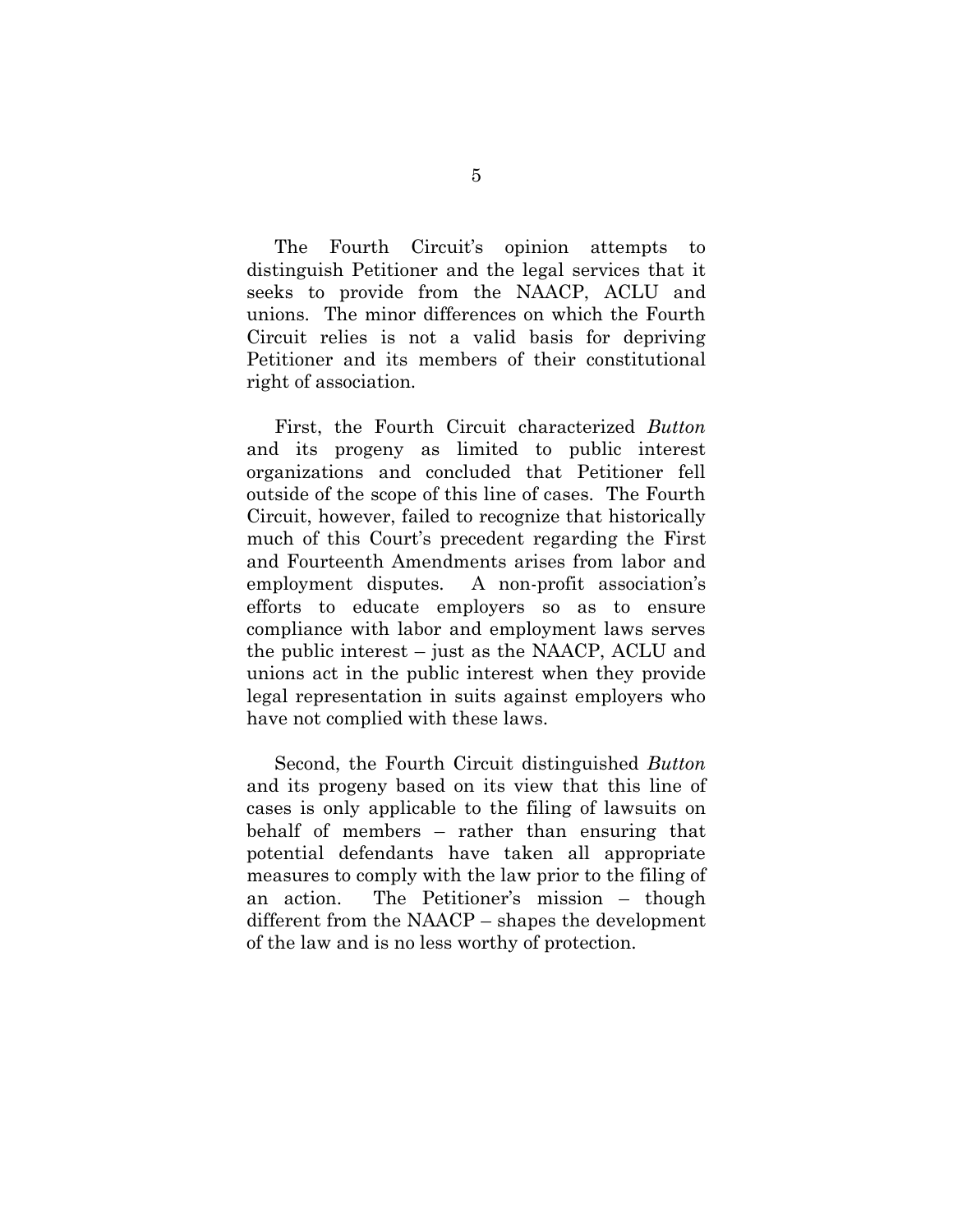The Fourth Circuit's opinion attempts to distinguish Petitioner and the legal services that it seeks to provide from the NAACP, ACLU and unions. The minor differences on which the Fourth Circuit relies is not a valid basis for depriving Petitioner and its members of their constitutional right of association.

First, the Fourth Circuit characterized *Button* and its progeny as limited to public interest organizations and concluded that Petitioner fell outside of the scope of this line of cases. The Fourth Circuit, however, failed to recognize that historically much of this Court's precedent regarding the First and Fourteenth Amendments arises from labor and employment disputes. A non-profit association's efforts to educate employers so as to ensure compliance with labor and employment laws serves the public interest – just as the NAACP, ACLU and unions act in the public interest when they provide legal representation in suits against employers who have not complied with these laws.

Second, the Fourth Circuit distinguished *Button* and its progeny based on its view that this line of cases is only applicable to the filing of lawsuits on behalf of members – rather than ensuring that potential defendants have taken all appropriate measures to comply with the law prior to the filing of an action. The Petitioner's mission – though different from the NAACP – shapes the development of the law and is no less worthy of protection.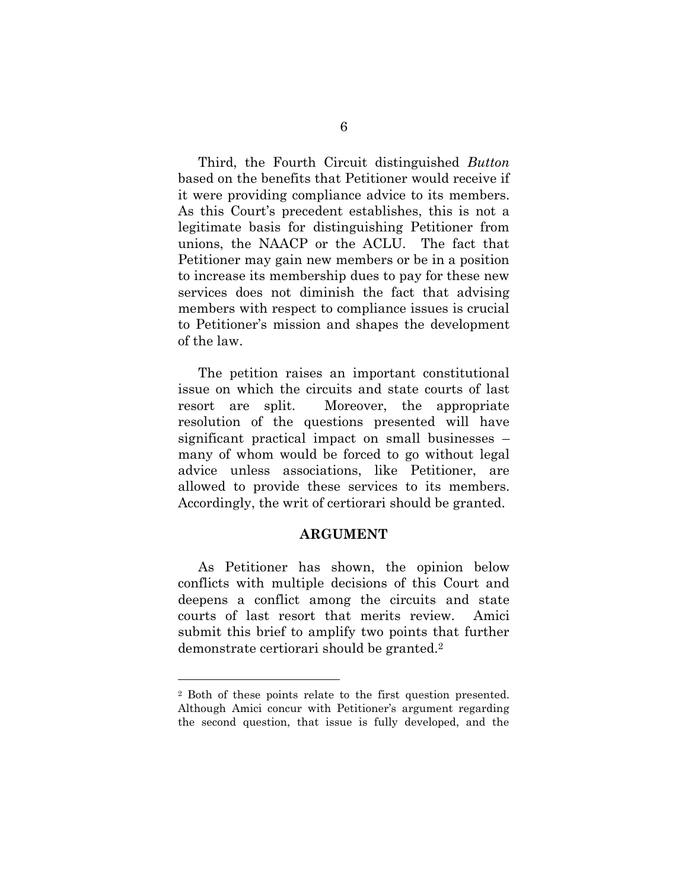Third, the Fourth Circuit distinguished *Button* based on the benefits that Petitioner would receive if it were providing compliance advice to its members. As this Court's precedent establishes, this is not a legitimate basis for distinguishing Petitioner from unions, the NAACP or the ACLU. The fact that Petitioner may gain new members or be in a position to increase its membership dues to pay for these new services does not diminish the fact that advising members with respect to compliance issues is crucial to Petitioner's mission and shapes the development of the law.

The petition raises an important constitutional issue on which the circuits and state courts of last resort are split. Moreover, the appropriate resolution of the questions presented will have significant practical impact on small businesses – many of whom would be forced to go without legal advice unless associations, like Petitioner, are allowed to provide these services to its members. Accordingly, the writ of certiorari should be granted.

## ARGUMENT

As Petitioner has shown, the opinion below conflicts with multiple decisions of this Court and deepens a conflict among the circuits and state courts of last resort that merits review. Amici submit this brief to amplify two points that further demonstrate certiorari should be granted.[2]

---

[2] Both of these points relate to the first question presented. Although Amici concur with Petitioner's argument regarding the second question, that issue is fully developed, and the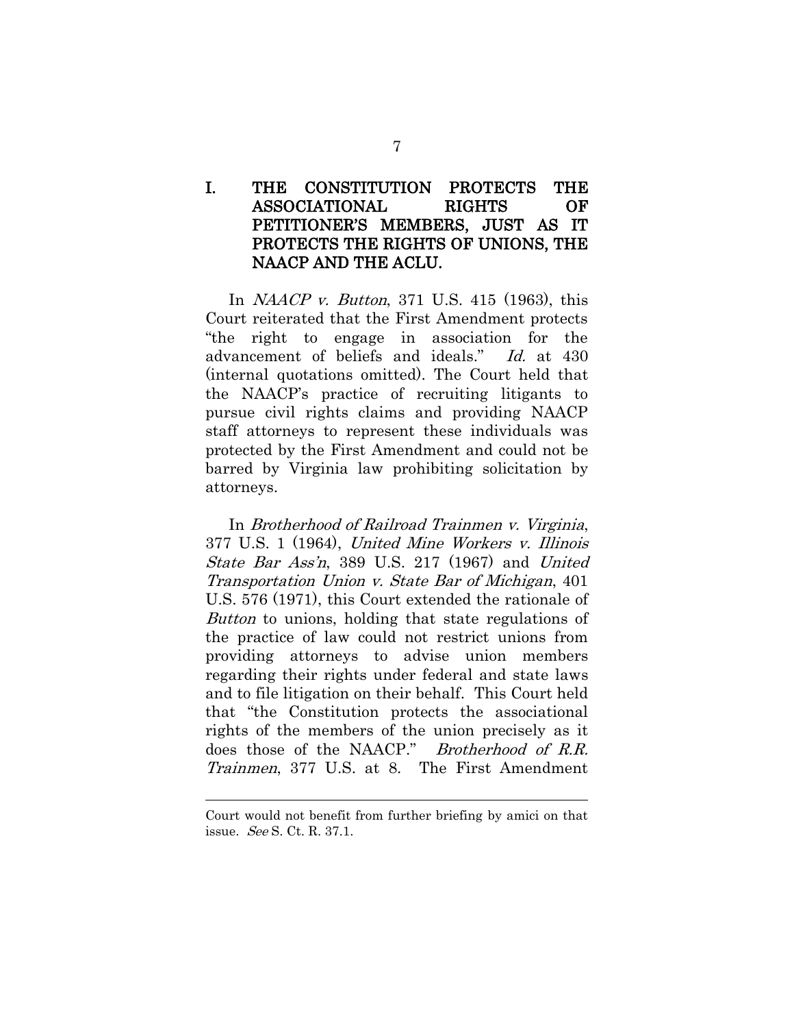## I. THE CONSTITUTION PROTECTS THE ASSOCIATIONAL RIGHTS OF PETITIONER'S MEMBERS, JUST AS IT PROTECTS THE RIGHTS OF UNIONS, THE NAACP AND THE ACLU.

In *NAACP v. Button*, 371 U.S. 415 (1963), this Court reiterated that the First Amendment protects "the right to engage in association for the advancement of beliefs and ideals." *Id.* at 430 (internal quotations omitted). The Court held that the NAACP's practice of recruiting litigants to pursue civil rights claims and providing NAACP staff attorneys to represent these individuals was protected by the First Amendment and could not be barred by Virginia law prohibiting solicitation by attorneys.

In *Brotherhood of Railroad Trainmen v. Virginia*, 377 U.S. 1 (1964), *United Mine Workers v. Illinois State Bar Ass'n*, 389 U.S. 217 (1967) and *United Transportation Union v. State Bar of Michigan*, 401 U.S. 576 (1971), this Court extended the rationale of *Button* to unions, holding that state regulations of the practice of law could not restrict unions from providing attorneys to advise union members regarding their rights under federal and state laws and to file litigation on their behalf. This Court held that "the Constitution protects the associational rights of the members of the union precisely as it does those of the NAACP." *Brotherhood of R.R. Trainmen*, 377 U.S. at 8. The First Amendment

---

Court would not benefit from further briefing by amici on that issue. *See* S. Ct. R. 37.1.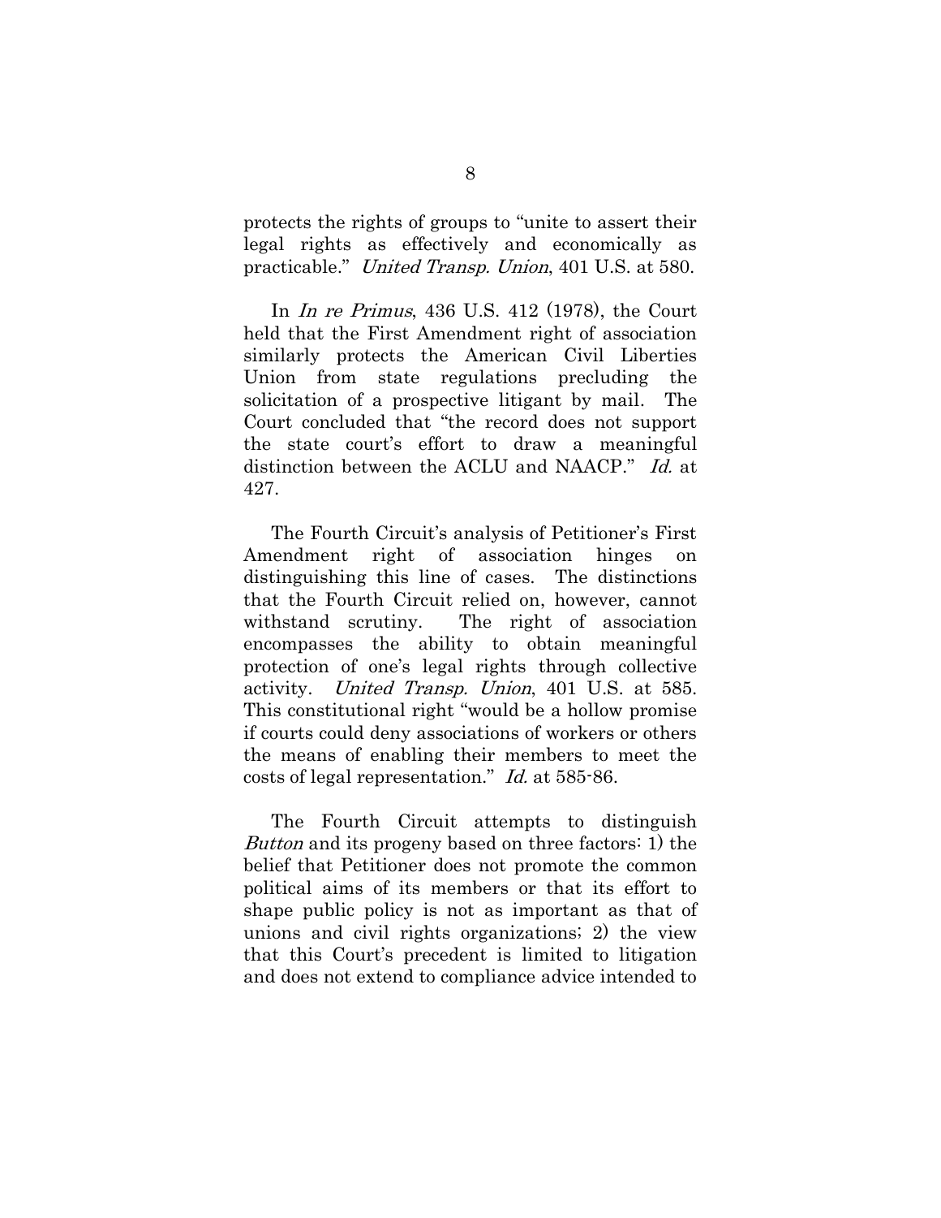protects the rights of groups to "unite to assert their legal rights as effectively and economically as practicable." *United Transp. Union*, 401 U.S. at 580.

In *In re Primus*, 436 U.S. 412 (1978), the Court held that the First Amendment right of association similarly protects the American Civil Liberties Union from state regulations precluding the solicitation of a prospective litigant by mail. The Court concluded that "the record does not support the state court's effort to draw a meaningful distinction between the ACLU and NAACP." *Id.* at 427.

The Fourth Circuit's analysis of Petitioner's First Amendment right of association hinges on distinguishing this line of cases. The distinctions that the Fourth Circuit relied on, however, cannot withstand scrutiny. The right of association encompasses the ability to obtain meaningful protection of one's legal rights through collective activity. *United Transp. Union*, 401 U.S. at 585. This constitutional right "would be a hollow promise if courts could deny associations of workers or others the means of enabling their members to meet the costs of legal representation." *Id.* at 585-86.

The Fourth Circuit attempts to distinguish *Button* and its progeny based on three factors: 1) the belief that Petitioner does not promote the common political aims of its members or that its effort to shape public policy is not as important as that of unions and civil rights organizations; 2) the view that this Court's precedent is limited to litigation and does not extend to compliance advice intended to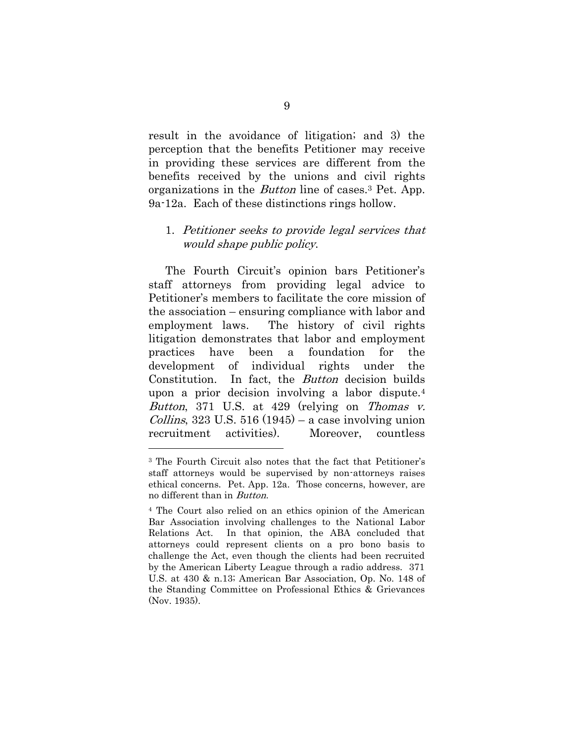result in the avoidance of litigation; and 3) the perception that the benefits Petitioner may receive in providing these services are different from the benefits received by the unions and civil rights organizations in the *Button* line of cases.[3] Pet. App. 9a-12a. Each of these distinctions rings hollow.

1. *Petitioner seeks to provide legal services that would shape public policy*.

The Fourth Circuit's opinion bars Petitioner's staff attorneys from providing legal advice to Petitioner's members to facilitate the core mission of the association – ensuring compliance with labor and employment laws. The history of civil rights litigation demonstrates that labor and employment practices have been a foundation for the development of individual rights under the Constitution. In fact, the *Button* decision builds upon a prior decision involving a labor dispute.[4] *Button*, 371 U.S. at 429 (relying on *Thomas v. Collins*, 323 U.S. 516 (1945) – a case involving union recruitment activities). Moreover, countless

---

[3] The Fourth Circuit also notes that the fact that Petitioner's staff attorneys would be supervised by non-attorneys raises ethical concerns. Pet. App. 12a. Those concerns, however, are no different than in *Button*.

[4] The Court also relied on an ethics opinion of the American Bar Association involving challenges to the National Labor Relations Act. In that opinion, the ABA concluded that attorneys could represent clients on a pro bono basis to challenge the Act, even though the clients had been recruited by the American Liberty League through a radio address. 371 U.S. at 430 & n.13; American Bar Association, Op. No. 148 of the Standing Committee on Professional Ethics & Grievances (Nov. 1935).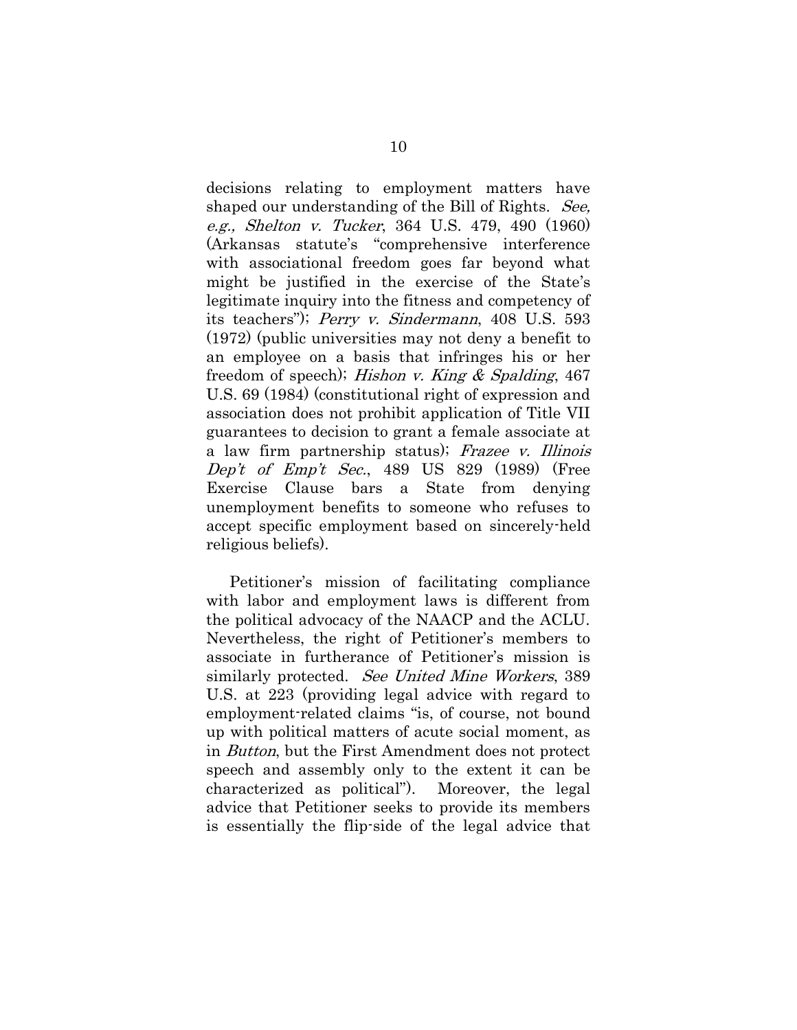decisions relating to employment matters have shaped our understanding of the Bill of Rights. *See, e.g., Shelton v. Tucker*, 364 U.S. 479, 490 (1960) (Arkansas statute's "comprehensive interference with associational freedom goes far beyond what might be justified in the exercise of the State's legitimate inquiry into the fitness and competency of its teachers"); *Perry v. Sindermann*, 408 U.S. 593 (1972) (public universities may not deny a benefit to an employee on a basis that infringes his or her freedom of speech); *Hishon v. King & Spalding*, 467 U.S. 69 (1984) (constitutional right of expression and association does not prohibit application of Title VII guarantees to decision to grant a female associate at a law firm partnership status); *Frazee v. Illinois Dep't of Emp't Sec.*, 489 US 829 (1989) (Free Exercise Clause bars a State from denying unemployment benefits to someone who refuses to accept specific employment based on sincerely-held religious beliefs).

Petitioner's mission of facilitating compliance with labor and employment laws is different from the political advocacy of the NAACP and the ACLU. Nevertheless, the right of Petitioner's members to associate in furtherance of Petitioner's mission is similarly protected. *See United Mine Workers*, 389 U.S. at 223 (providing legal advice with regard to employment-related claims "is, of course, not bound up with political matters of acute social moment, as in *Button*, but the First Amendment does not protect speech and assembly only to the extent it can be characterized as political"). Moreover, the legal advice that Petitioner seeks to provide its members is essentially the flip-side of the legal advice that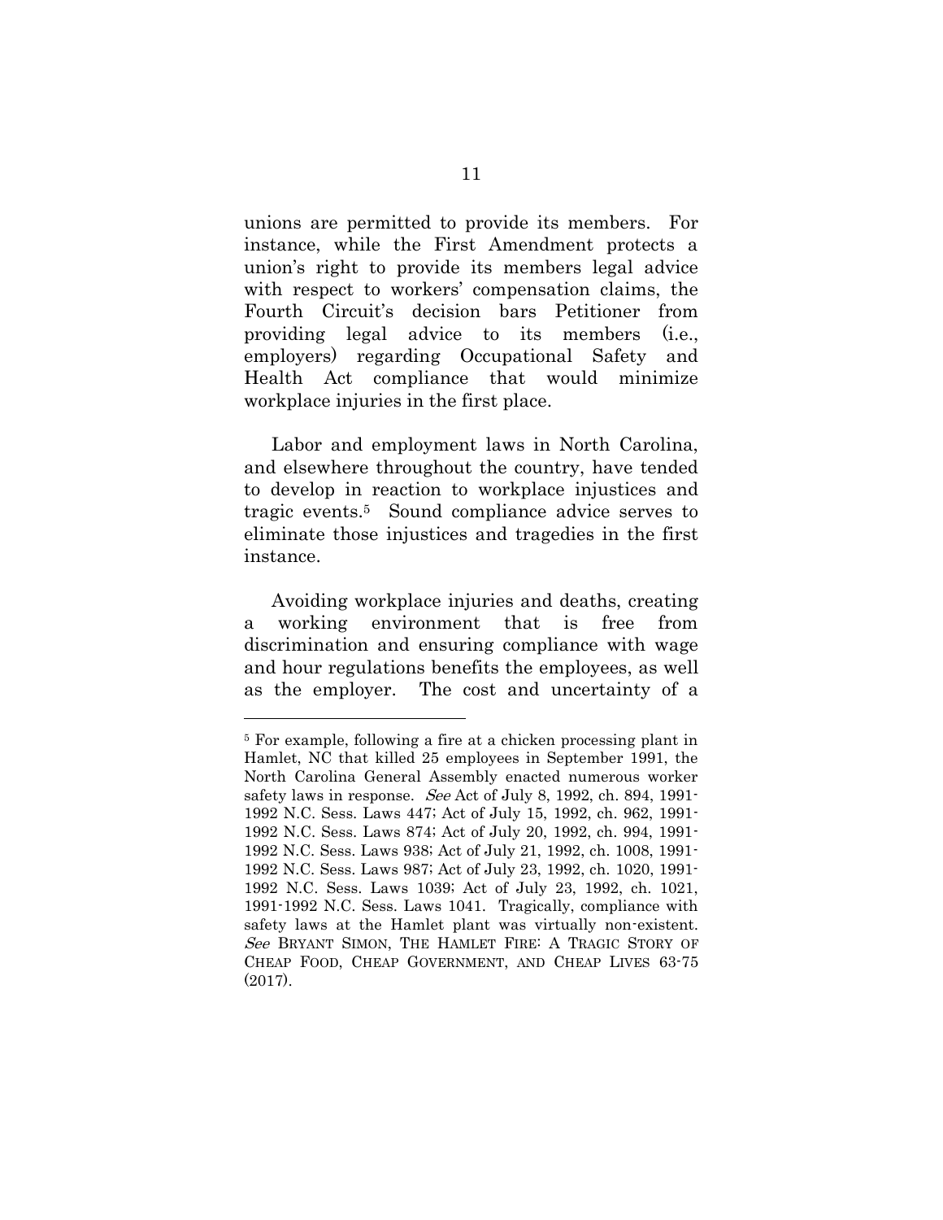unions are permitted to provide its members. For instance, while the First Amendment protects a union's right to provide its members legal advice with respect to workers' compensation claims, the Fourth Circuit's decision bars Petitioner from providing legal advice to its members (i.e., employers) regarding Occupational Safety and Health Act compliance that would minimize workplace injuries in the first place.

Labor and employment laws in North Carolina, and elsewhere throughout the country, have tended to develop in reaction to workplace injustices and tragic events.[5] Sound compliance advice serves to eliminate those injustices and tragedies in the first instance.

Avoiding workplace injuries and deaths, creating a working environment that is free from discrimination and ensuring compliance with wage and hour regulations benefits the employees, as well as the employer. The cost and uncertainty of a

---

[5] For example, following a fire at a chicken processing plant in Hamlet, NC that killed 25 employees in September 1991, the North Carolina General Assembly enacted numerous worker safety laws in response. *See* Act of July 8, 1992, ch. 894, 1991-1992 N.C. Sess. Laws 447; Act of July 15, 1992, ch. 962, 1991-1992 N.C. Sess. Laws 874; Act of July 20, 1992, ch. 994, 1991-1992 N.C. Sess. Laws 938; Act of July 21, 1992, ch. 1008, 1991-1992 N.C. Sess. Laws 987; Act of July 23, 1992, ch. 1020, 1991-1992 N.C. Sess. Laws 1039; Act of July 23, 1992, ch. 1021, 1991-1992 N.C. Sess. Laws 1041. Tragically, compliance with safety laws at the Hamlet plant was virtually non-existent. *See* BRYANT SIMON, THE HAMLET FIRE: A TRAGIC STORY OF CHEAP FOOD, CHEAP GOVERNMENT, AND CHEAP LIVES 63-75 (2017).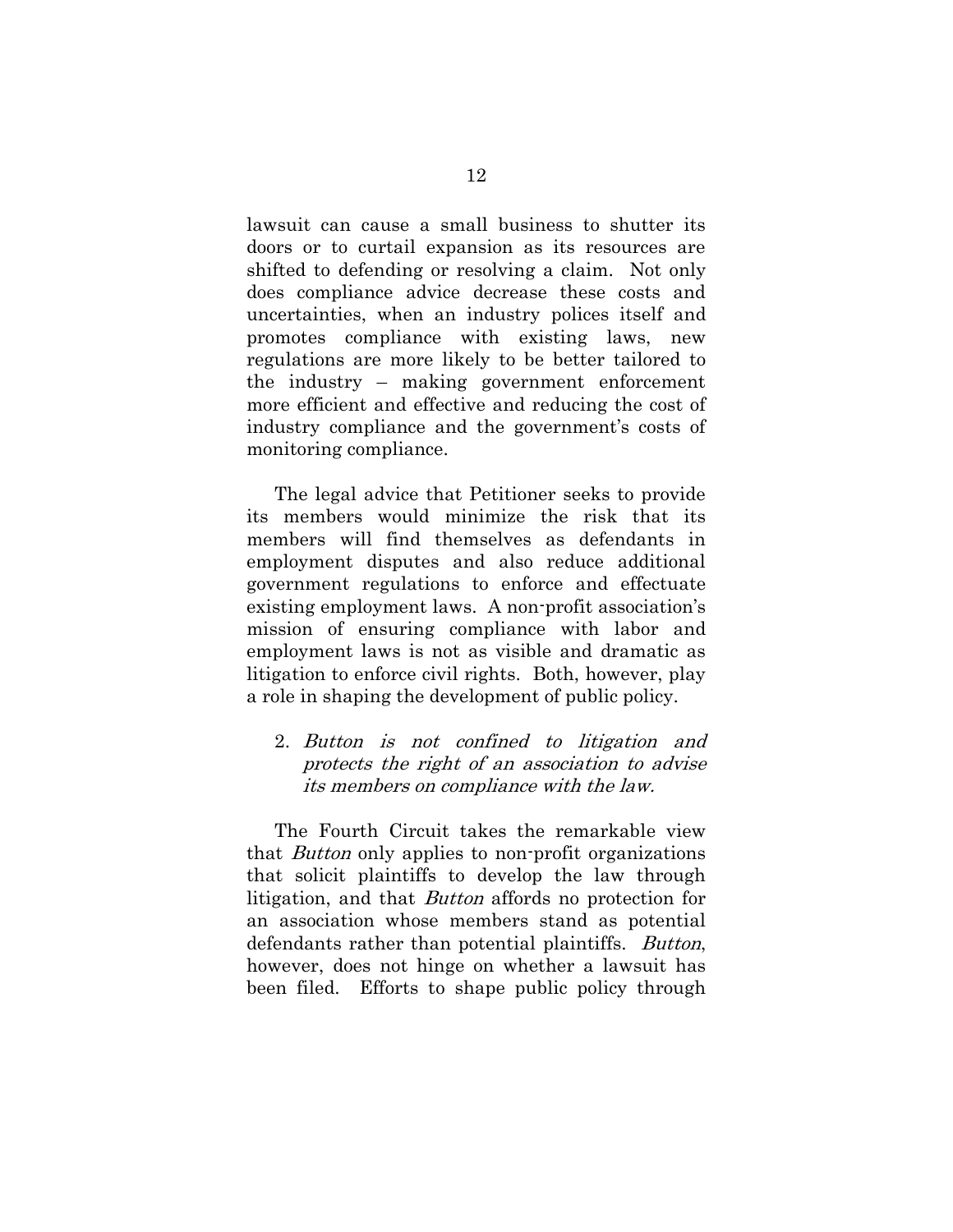lawsuit can cause a small business to shutter its doors or to curtail expansion as its resources are shifted to defending or resolving a claim. Not only does compliance advice decrease these costs and uncertainties, when an industry polices itself and promotes compliance with existing laws, new regulations are more likely to be better tailored to the industry – making government enforcement more efficient and effective and reducing the cost of industry compliance and the government's costs of monitoring compliance.

The legal advice that Petitioner seeks to provide its members would minimize the risk that its members will find themselves as defendants in employment disputes and also reduce additional government regulations to enforce and effectuate existing employment laws. A non-profit association's mission of ensuring compliance with labor and employment laws is not as visible and dramatic as litigation to enforce civil rights. Both, however, play a role in shaping the development of public policy.

2. *Button is not confined to litigation and protects the right of an association to advise its members on compliance with the law.*

The Fourth Circuit takes the remarkable view that *Button* only applies to non-profit organizations that solicit plaintiffs to develop the law through litigation, and that *Button* affords no protection for an association whose members stand as potential defendants rather than potential plaintiffs. *Button*, however, does not hinge on whether a lawsuit has been filed. Efforts to shape public policy through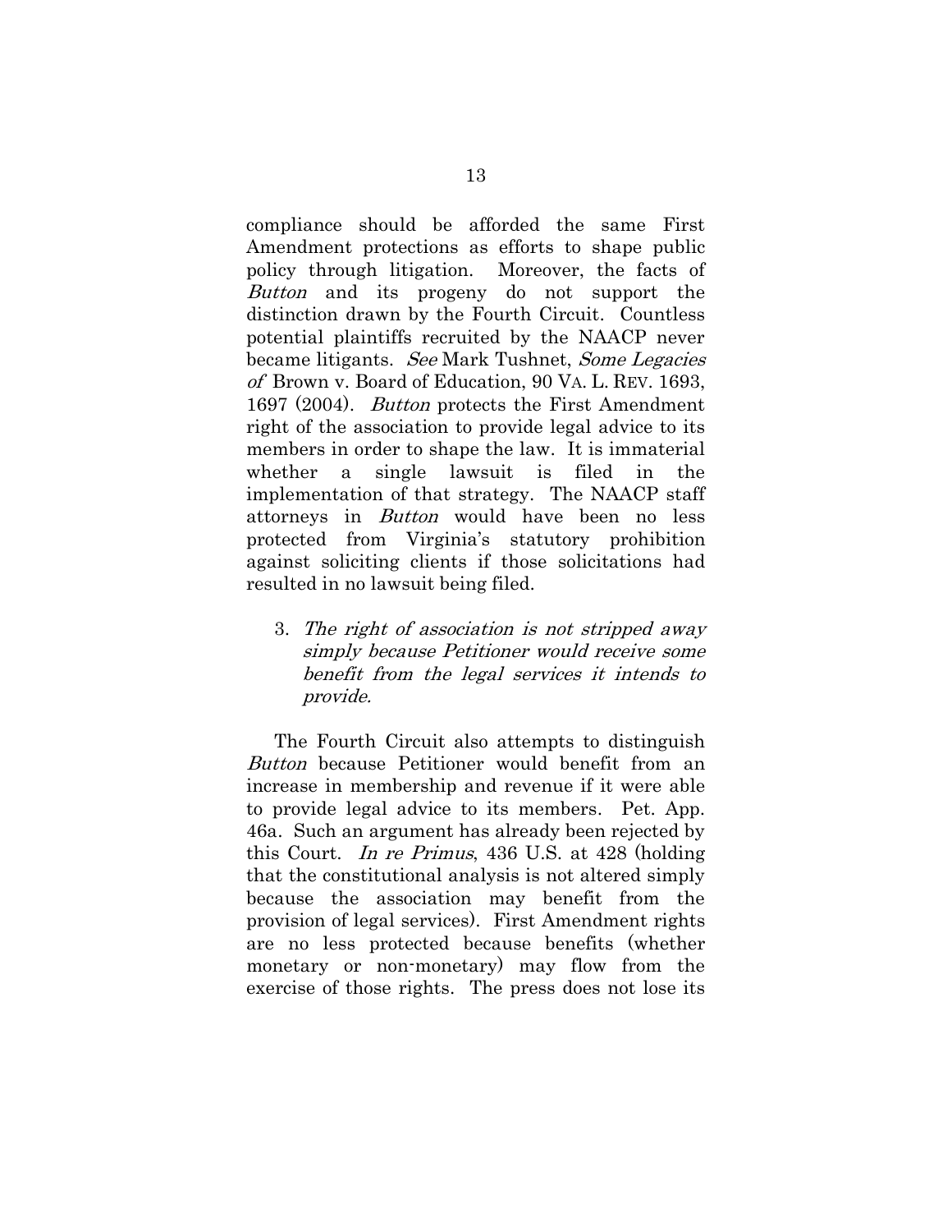compliance should be afforded the same First Amendment protections as efforts to shape public policy through litigation. Moreover, the facts of *Button* and its progeny do not support the distinction drawn by the Fourth Circuit. Countless potential plaintiffs recruited by the NAACP never became litigants. *See* Mark Tushnet, *Some Legacies of* Brown v. Board of Education, 90 VA. L. REV. 1693, 1697 (2004). *Button* protects the First Amendment right of the association to provide legal advice to its members in order to shape the law. It is immaterial whether a single lawsuit is filed in the implementation of that strategy. The NAACP staff attorneys in *Button* would have been no less protected from Virginia's statutory prohibition against soliciting clients if those solicitations had resulted in no lawsuit being filed.

3. *The right of association is not stripped away simply because Petitioner would receive some benefit from the legal services it intends to provide.*

The Fourth Circuit also attempts to distinguish *Button* because Petitioner would benefit from an increase in membership and revenue if it were able to provide legal advice to its members. Pet. App. 46a. Such an argument has already been rejected by this Court. *In re Primus*, 436 U.S. at 428 (holding that the constitutional analysis is not altered simply because the association may benefit from the provision of legal services). First Amendment rights are no less protected because benefits (whether monetary or non-monetary) may flow from the exercise of those rights. The press does not lose its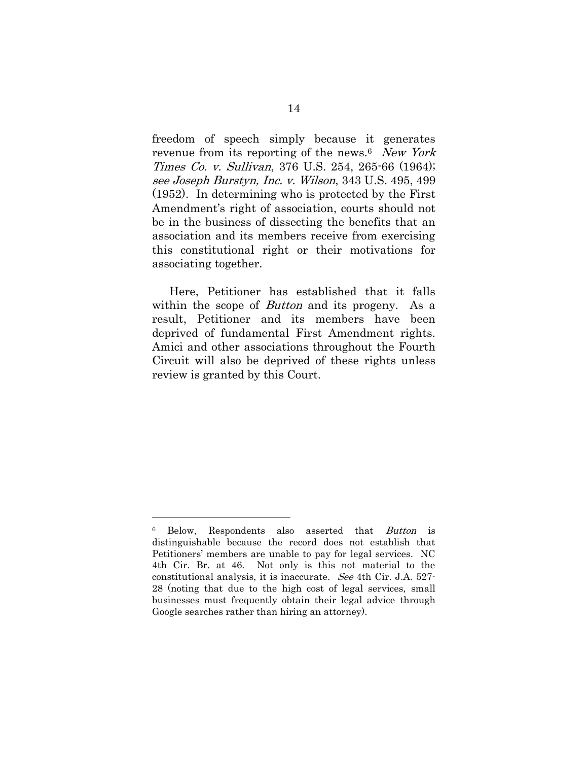freedom of speech simply because it generates revenue from its reporting of the news.[6] *New York Times Co. v. Sullivan*, 376 U.S. 254, 265-66 (1964); *see Joseph Burstyn, Inc. v. Wilson*, 343 U.S. 495, 499 (1952). In determining who is protected by the First Amendment's right of association, courts should not be in the business of dissecting the benefits that an association and its members receive from exercising this constitutional right or their motivations for associating together.

Here, Petitioner has established that it falls within the scope of *Button* and its progeny. As a result, Petitioner and its members have been deprived of fundamental First Amendment rights. Amici and other associations throughout the Fourth Circuit will also be deprived of these rights unless review is granted by this Court.

---

[6] Below, Respondents also asserted that *Button* is distinguishable because the record does not establish that Petitioners' members are unable to pay for legal services. NC 4th Cir. Br. at 46. Not only is this not material to the constitutional analysis, it is inaccurate. *See* 4th Cir. J.A. 527-28 (noting that due to the high cost of legal services, small businesses must frequently obtain their legal advice through Google searches rather than hiring an attorney).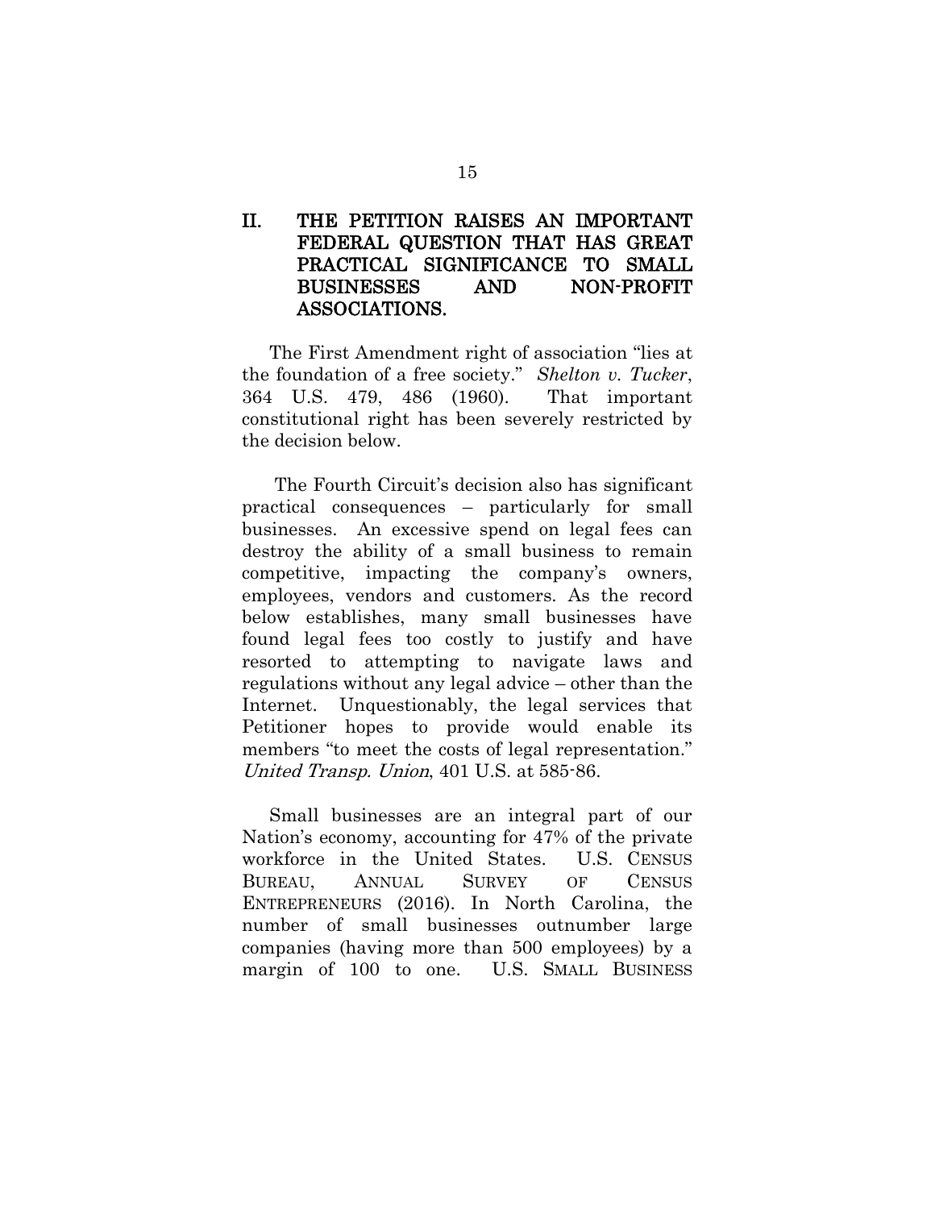## II. THE PETITION RAISES AN IMPORTANT FEDERAL QUESTION THAT HAS GREAT PRACTICAL SIGNIFICANCE TO SMALL BUSINESSES AND NON-PROFIT ASSOCIATIONS.

The First Amendment right of association "lies at the foundation of a free society." *Shelton v. Tucker*, 364 U.S. 479, 486 (1960). That important constitutional right has been severely restricted by the decision below.

The Fourth Circuit's decision also has significant practical consequences – particularly for small businesses. An excessive spend on legal fees can destroy the ability of a small business to remain competitive, impacting the company's owners, employees, vendors and customers. As the record below establishes, many small businesses have found legal fees too costly to justify and have resorted to attempting to navigate laws and regulations without any legal advice – other than the Internet. Unquestionably, the legal services that Petitioner hopes to provide would enable its members "to meet the costs of legal representation." *United Transp. Union*, 401 U.S. at 585-86.

Small businesses are an integral part of our Nation's economy, accounting for 47% of the private workforce in the United States. U.S. CENSUS BUREAU, ANNUAL SURVEY OF CENSUS ENTREPRENEURS (2016). In North Carolina, the number of small businesses outnumber large companies (having more than 500 employees) by a margin of 100 to one. U.S. SMALL BUSINESS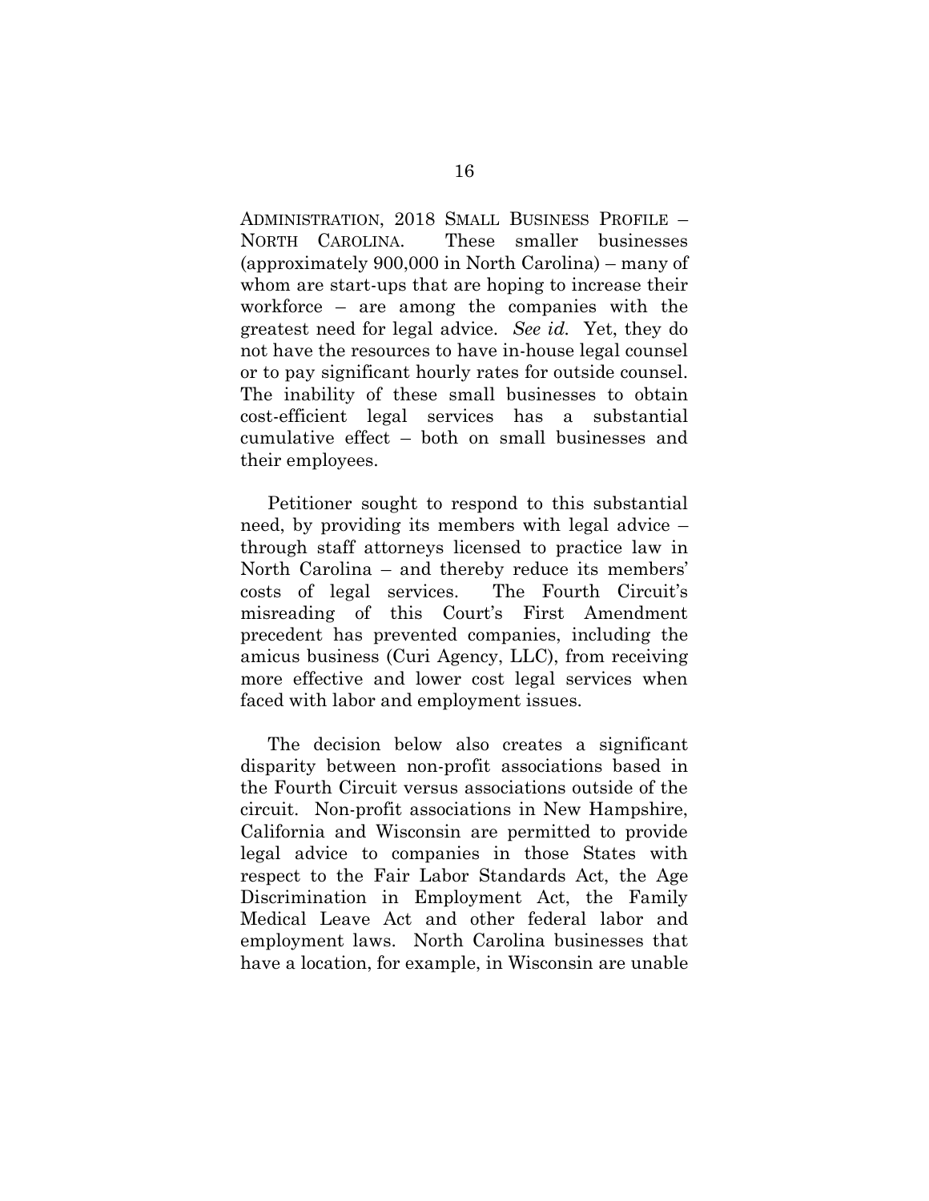ADMINISTRATION, 2018 SMALL BUSINESS PROFILE – NORTH CAROLINA. These smaller businesses (approximately 900,000 in North Carolina) – many of whom are start-ups that are hoping to increase their workforce – are among the companies with the greatest need for legal advice. *See id.* Yet, they do not have the resources to have in-house legal counsel or to pay significant hourly rates for outside counsel. The inability of these small businesses to obtain cost-efficient legal services has a substantial cumulative effect – both on small businesses and their employees.

Petitioner sought to respond to this substantial need, by providing its members with legal advice – through staff attorneys licensed to practice law in North Carolina – and thereby reduce its members' costs of legal services. The Fourth Circuit's misreading of this Court's First Amendment precedent has prevented companies, including the amicus business (Curi Agency, LLC), from receiving more effective and lower cost legal services when faced with labor and employment issues.

The decision below also creates a significant disparity between non-profit associations based in the Fourth Circuit versus associations outside of the circuit. Non-profit associations in New Hampshire, California and Wisconsin are permitted to provide legal advice to companies in those States with respect to the Fair Labor Standards Act, the Age Discrimination in Employment Act, the Family Medical Leave Act and other federal labor and employment laws. North Carolina businesses that have a location, for example, in Wisconsin are unable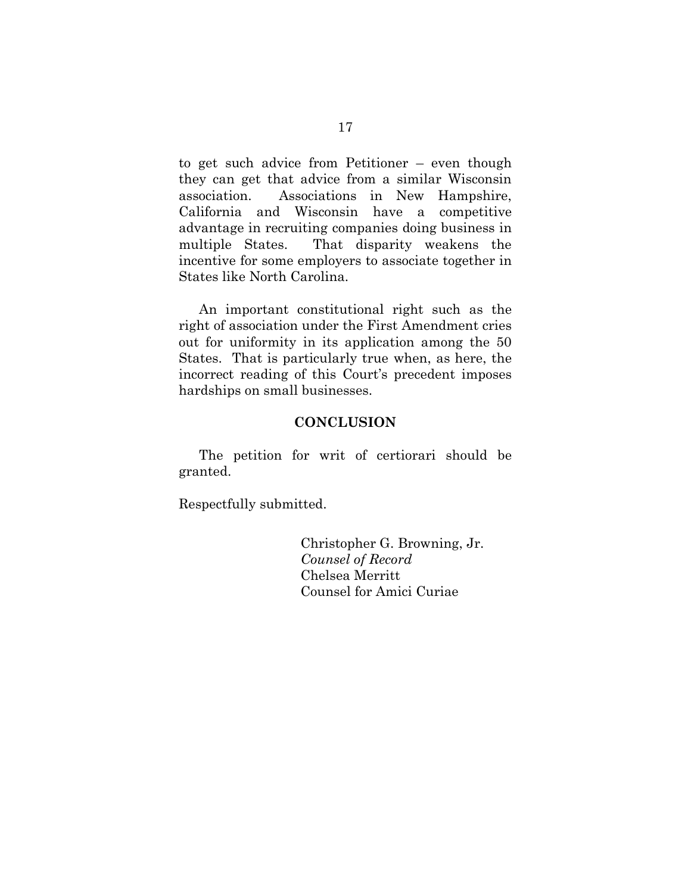to get such advice from Petitioner – even though they can get that advice from a similar Wisconsin association. Associations in New Hampshire, California and Wisconsin have a competitive advantage in recruiting companies doing business in multiple States. That disparity weakens the incentive for some employers to associate together in States like North Carolina.

An important constitutional right such as the right of association under the First Amendment cries out for uniformity in its application among the 50 States. That is particularly true when, as here, the incorrect reading of this Court's precedent imposes hardships on small businesses.

## CONCLUSION

The petition for writ of certiorari should be granted.

Respectfully submitted.

Christopher G. Browning, Jr.
*Counsel of Record*
Chelsea Merritt
Counsel for Amici Curiae